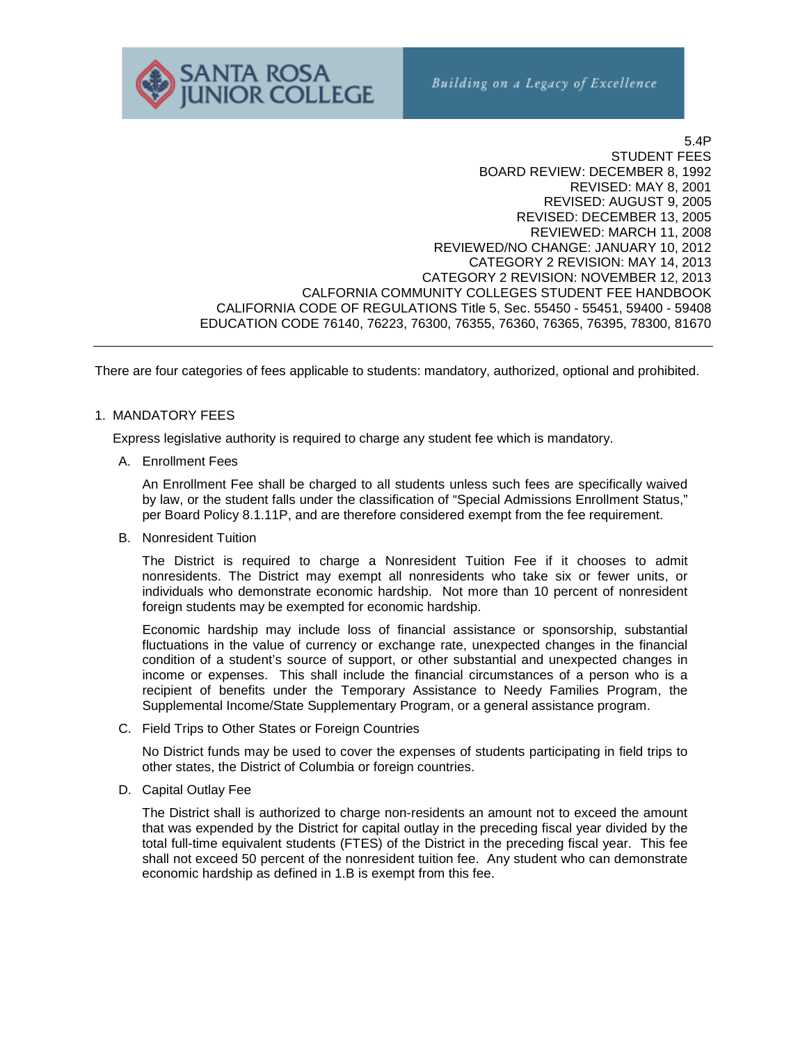5.4P
STUDENT FEES
BOARD REVIEW: DECEMBER 8, 1992
REVISED: MAY 8, 2001
REVISED: AUGUST 9, 2005
REVISED: DECEMBER 13, 2005
REVIEWED: MARCH 11, 2008
REVIEWED/NO CHANGE: JANUARY 10, 2012
CATEGORY 2 REVISION: MAY 14, 2013
CATEGORY 2 REVISION: NOVEMBER 12, 2013
CALFORNIA COMMUNITY COLLEGES STUDENT FEE HANDBOOK
CALIFORNIA CODE OF REGULATIONS Title 5, Sec. 55450 - 55451, 59400 - 59408
EDUCATION CODE 76140, 76223, 76300, 76355, 76360, 76365, 76395, 78300, 81670

---

There are four categories of fees applicable to students: mandatory, authorized, optional and prohibited.

1. MANDATORY FEES

   Express legislative authority is required to charge any student fee which is mandatory.

   A. Enrollment Fees

      An Enrollment Fee shall be charged to all students unless such fees are specifically waived by law, or the student falls under the classification of "Special Admissions Enrollment Status," per Board Policy 8.1.11P, and are therefore considered exempt from the fee requirement.

   B. Nonresident Tuition

      The District is required to charge a Nonresident Tuition Fee if it chooses to admit nonresidents. The District may exempt all nonresidents who take six or fewer units, or individuals who demonstrate economic hardship. Not more than 10 percent of nonresident foreign students may be exempted for economic hardship.

      Economic hardship may include loss of financial assistance or sponsorship, substantial fluctuations in the value of currency or exchange rate, unexpected changes in the financial condition of a student's source of support, or other substantial and unexpected changes in income or expenses. This shall include the financial circumstances of a person who is a recipient of benefits under the Temporary Assistance to Needy Families Program, the Supplemental Income/State Supplementary Program, or a general assistance program.

   C. Field Trips to Other States or Foreign Countries

      No District funds may be used to cover the expenses of students participating in field trips to other states, the District of Columbia or foreign countries.

   D. Capital Outlay Fee

      The District shall is authorized to charge non-residents an amount not to exceed the amount that was expended by the District for capital outlay in the preceding fiscal year divided by the total full-time equivalent students (FTES) of the District in the preceding fiscal year. This fee shall not exceed 50 percent of the nonresident tuition fee. Any student who can demonstrate economic hardship as defined in 1.B is exempt from this fee.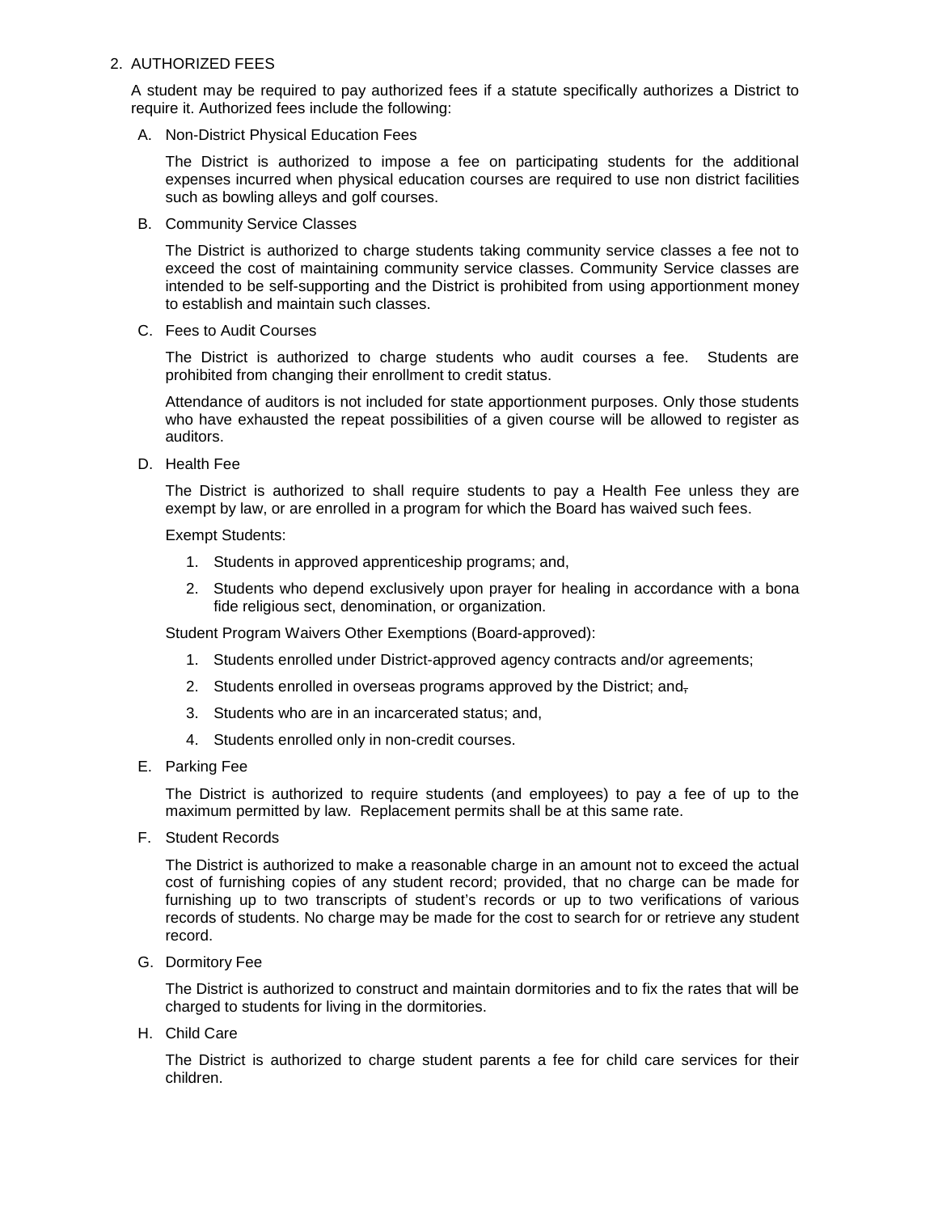2. AUTHORIZED FEES

A student may be required to pay authorized fees if a statute specifically authorizes a District to require it. Authorized fees include the following:

A. Non-District Physical Education Fees

The District is authorized to impose a fee on participating students for the additional expenses incurred when physical education courses are required to use non district facilities such as bowling alleys and golf courses.

B. Community Service Classes

The District is authorized to charge students taking community service classes a fee not to exceed the cost of maintaining community service classes. Community Service classes are intended to be self-supporting and the District is prohibited from using apportionment money to establish and maintain such classes.

C. Fees to Audit Courses

The District is authorized to charge students who audit courses a fee. Students are prohibited from changing their enrollment to credit status.

Attendance of auditors is not included for state apportionment purposes. Only those students who have exhausted the repeat possibilities of a given course will be allowed to register as auditors.

D. Health Fee

The District is authorized to shall require students to pay a Health Fee unless they are exempt by law, or are enrolled in a program for which the Board has waived such fees.

Exempt Students:

1. Students in approved apprenticeship programs; and,
2. Students who depend exclusively upon prayer for healing in accordance with a bona fide religious sect, denomination, or organization.

Student Program Waivers Other Exemptions (Board-approved):

1. Students enrolled under District-approved agency contracts and/or agreements;
2. Students enrolled in overseas programs approved by the District; and,
3. Students who are in an incarcerated status; and,
4. Students enrolled only in non-credit courses.

E. Parking Fee

The District is authorized to require students (and employees) to pay a fee of up to the maximum permitted by law. Replacement permits shall be at this same rate.

F. Student Records

The District is authorized to make a reasonable charge in an amount not to exceed the actual cost of furnishing copies of any student record; provided, that no charge can be made for furnishing up to two transcripts of student's records or up to two verifications of various records of students. No charge may be made for the cost to search for or retrieve any student record.

G. Dormitory Fee

The District is authorized to construct and maintain dormitories and to fix the rates that will be charged to students for living in the dormitories.

H. Child Care

The District is authorized to charge student parents a fee for child care services for their children.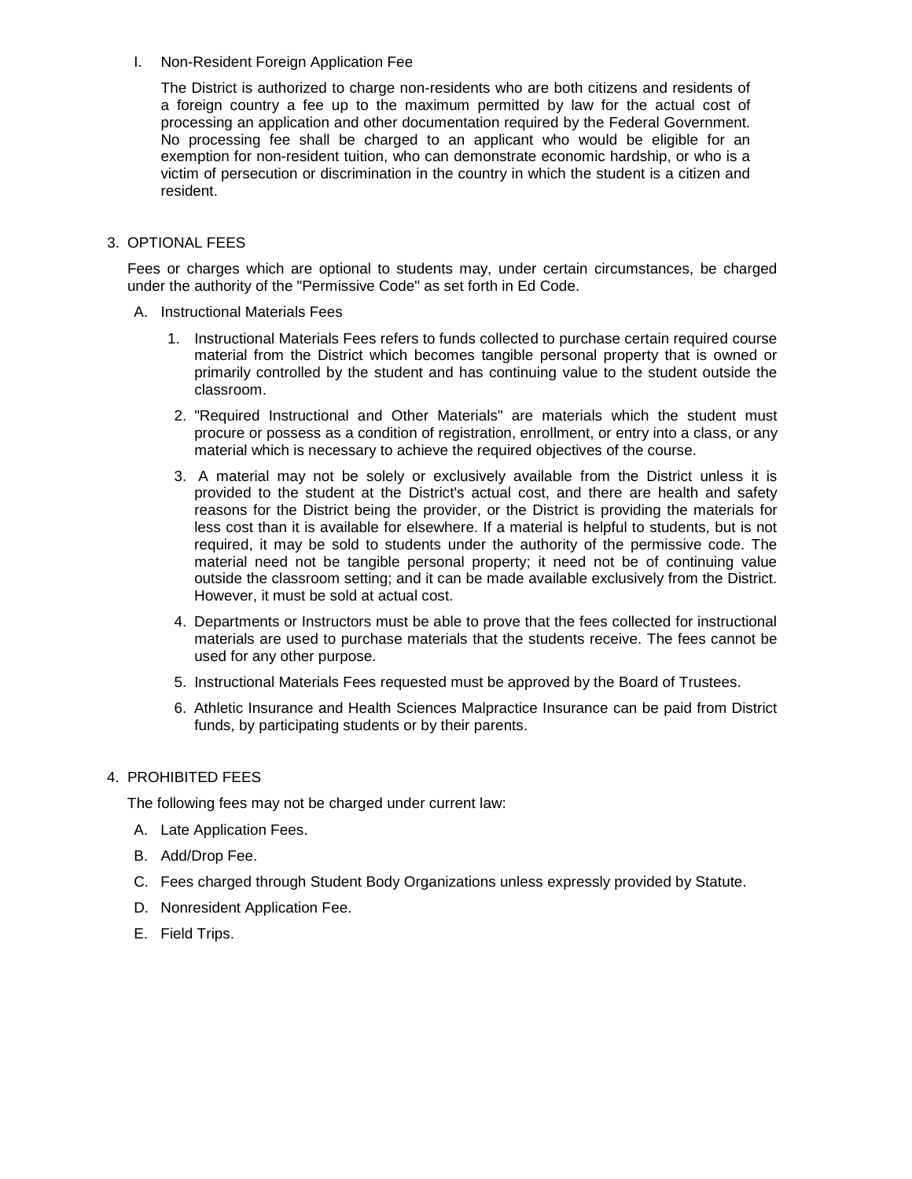I. Non-Resident Foreign Application Fee

The District is authorized to charge non-residents who are both citizens and residents of a foreign country a fee up to the maximum permitted by law for the actual cost of processing an application and other documentation required by the Federal Government. No processing fee shall be charged to an applicant who would be eligible for an exemption for non-resident tuition, who can demonstrate economic hardship, or who is a victim of persecution or discrimination in the country in which the student is a citizen and resident.

3. OPTIONAL FEES

Fees or charges which are optional to students may, under certain circumstances, be charged under the authority of the "Permissive Code" as set forth in Ed Code.

A. Instructional Materials Fees

1. Instructional Materials Fees refers to funds collected to purchase certain required course material from the District which becomes tangible personal property that is owned or primarily controlled by the student and has continuing value to the student outside the classroom.
2. "Required Instructional and Other Materials" are materials which the student must procure or possess as a condition of registration, enrollment, or entry into a class, or any material which is necessary to achieve the required objectives of the course.
3. A material may not be solely or exclusively available from the District unless it is provided to the student at the District's actual cost, and there are health and safety reasons for the District being the provider, or the District is providing the materials for less cost than it is available for elsewhere. If a material is helpful to students, but is not required, it may be sold to students under the authority of the permissive code. The material need not be tangible personal property; it need not be of continuing value outside the classroom setting; and it can be made available exclusively from the District. However, it must be sold at actual cost.
4. Departments or Instructors must be able to prove that the fees collected for instructional materials are used to purchase materials that the students receive. The fees cannot be used for any other purpose.
5. Instructional Materials Fees requested must be approved by the Board of Trustees.
6. Athletic Insurance and Health Sciences Malpractice Insurance can be paid from District funds, by participating students or by their parents.

4. PROHIBITED FEES

The following fees may not be charged under current law:

A. Late Application Fees.

B. Add/Drop Fee.

C. Fees charged through Student Body Organizations unless expressly provided by Statute.

D. Nonresident Application Fee.

E. Field Trips.